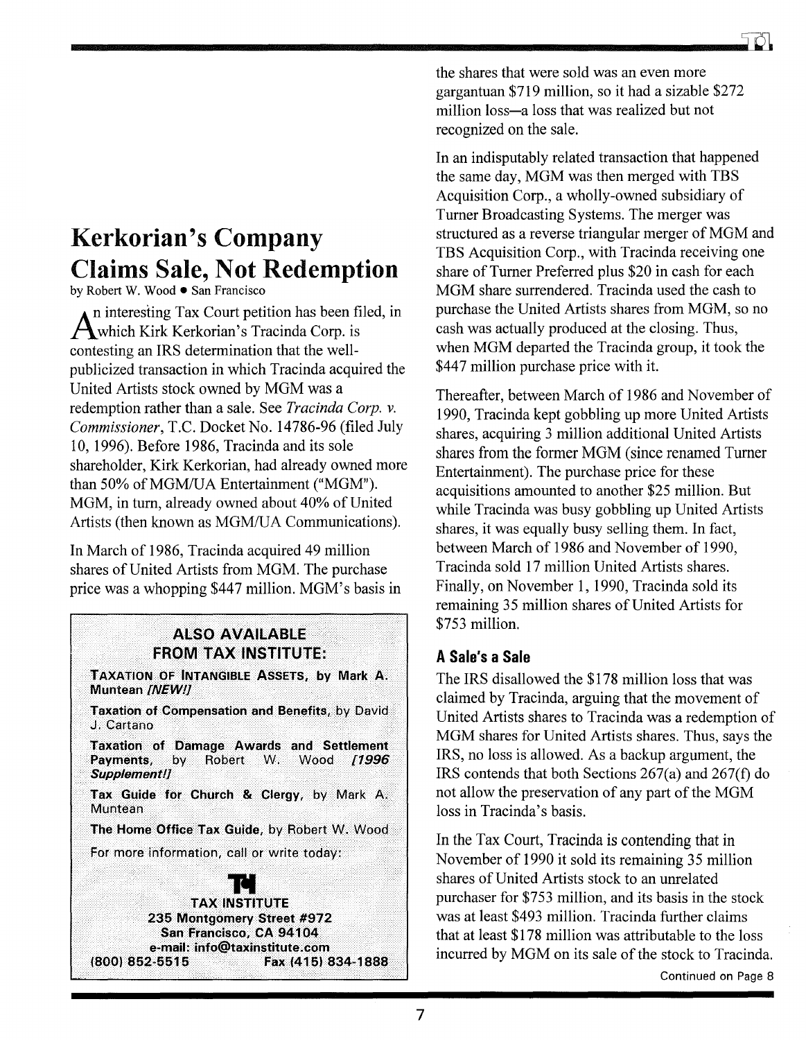# Kerkorian's Company Claims Sale, Not Redemption

by Robert W. Wood • San Francisco

An interesting Tax Court petition has been filed, in which Kirk Kerkorian's Tracinda Corp. is contesting an IRS determination that the well-publicized transaction in which Tracinda acquired the United Artists stock owned by MGM was a redemption rather than a sale. See *Tracinda Corp. v. Commissioner*, T.C. Docket No. 14786-96 (filed July 10, 1996). Before 1986, Tracinda and its sole shareholder, Kirk Kerkorian, had already owned more than 50% of MGM/UA Entertainment ("MGM"). MGM, in turn, already owned about 40% of United Artists (then known as MGM/UA Communications).

In March of 1986, Tracinda acquired 49 million shares of United Artists from MGM. The purchase price was a whopping $447 million. MGM's basis in the shares that were sold was an even more gargantuan $719 million, so it had a sizable $272 million loss—a loss that was realized but not recognized on the sale.

In an indisputably related transaction that happened the same day, MGM was then merged with TBS Acquisition Corp., a wholly-owned subsidiary of Turner Broadcasting Systems. The merger was structured as a reverse triangular merger of MGM and TBS Acquisition Corp., with Tracinda receiving one share of Turner Preferred plus $20 in cash for each MGM share surrendered. Tracinda used the cash to purchase the United Artists shares from MGM, so no cash was actually produced at the closing. Thus, when MGM departed the Tracinda group, it took the $447 million purchase price with it.

Thereafter, between March of 1986 and November of 1990, Tracinda kept gobbling up more United Artists shares, acquiring 3 million additional United Artists shares from the former MGM (since renamed Turner Entertainment). The purchase price for these acquisitions amounted to another $25 million. But while Tracinda was busy gobbling up United Artists shares, it was equally busy selling them. In fact, between March of 1986 and November of 1990, Tracinda sold 17 million United Artists shares. Finally, on November 1, 1990, Tracinda sold its remaining 35 million shares of United Artists for $753 million.

## A Sale's a Sale

The IRS disallowed the $178 million loss that was claimed by Tracinda, arguing that the movement of United Artists shares to Tracinda was a redemption of MGM shares for United Artists shares. Thus, says the IRS, no loss is allowed. As a backup argument, the IRS contends that both Sections 267(a) and 267(f) do not allow the preservation of any part of the MGM loss in Tracinda's basis.

In the Tax Court, Tracinda is contending that in November of 1990 it sold its remaining 35 million shares of United Artists stock to an unrelated purchaser for $753 million, and its basis in the stock was at least $493 million. Tracinda further claims that at least $178 million was attributable to the loss incurred by MGM on its sale of the stock to Tracinda.

Continued on Page 8

---

**ALSO AVAILABLE FROM TAX INSTITUTE:**

**Taxation of Intangible Assets**, by Mark A. Muntean *[NEW!]*

**Taxation of Compensation and Benefits**, by David J. Cartano

**Taxation of Damage Awards and Settlement Payments**, by Robert W. Wood *[1996 Supplement!]*

**Tax Guide for Church & Clergy**, by Mark A. Muntean

**The Home Office Tax Guide**, by Robert W. Wood

For more information, call or write today:

**TAX INSTITUTE**
235 Montgomery Street #972
San Francisco, CA 94104
e-mail: info@taxinstitute.com
(800) 852-5515 Fax (415) 834-1888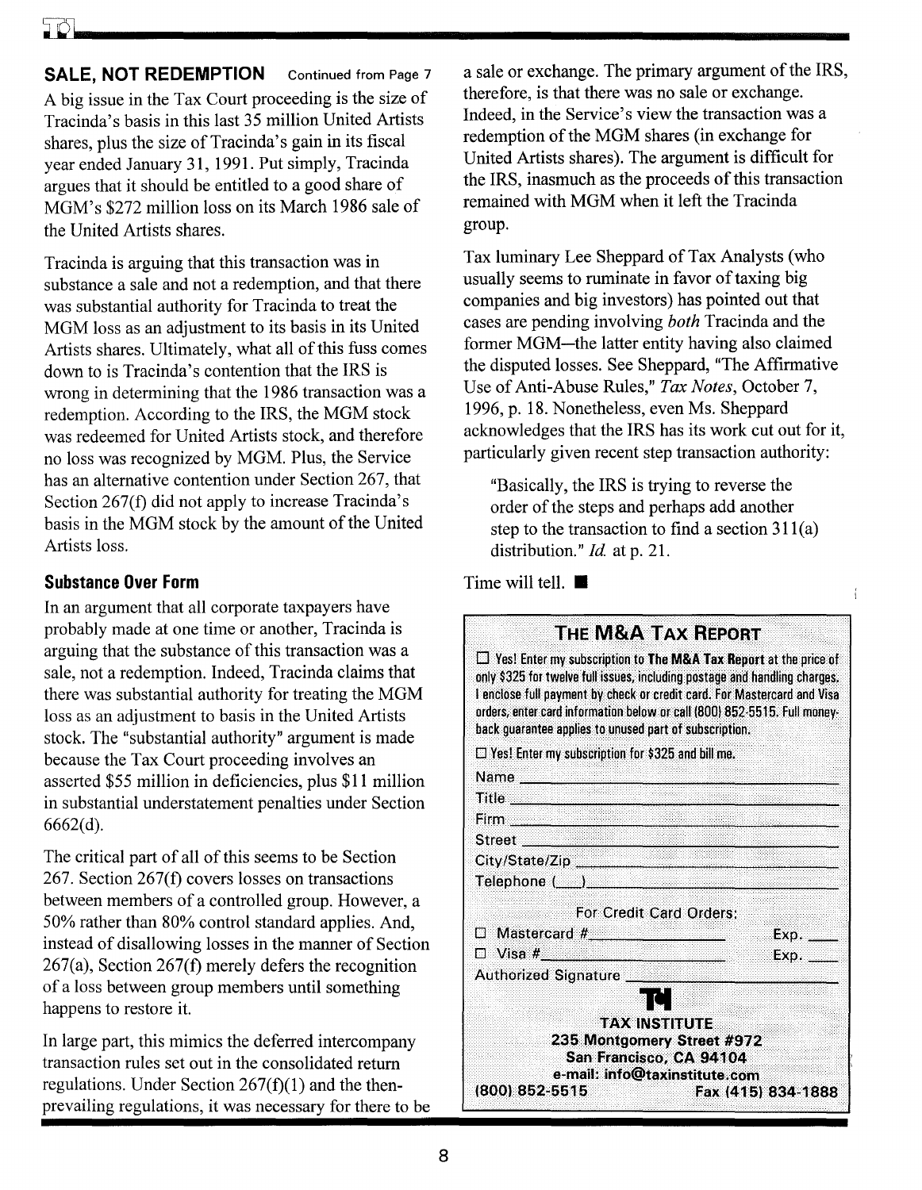**SALE, NOT REDEMPTION** Continued from Page 7

A big issue in the Tax Court proceeding is the size of Tracinda's basis in this last 35 million United Artists shares, plus the size of Tracinda's gain in its fiscal year ended January 31, 1991. Put simply, Tracinda argues that it should be entitled to a good share of MGM's $272 million loss on its March 1986 sale of the United Artists shares.

Tracinda is arguing that this transaction was in substance a sale and not a redemption, and that there was substantial authority for Tracinda to treat the MGM loss as an adjustment to its basis in its United Artists shares. Ultimately, what all of this fuss comes down to is Tracinda's contention that the IRS is wrong in determining that the 1986 transaction was a redemption. According to the IRS, the MGM stock was redeemed for United Artists stock, and therefore no loss was recognized by MGM. Plus, the Service has an alternative contention under Section 267, that Section 267(f) did not apply to increase Tracinda's basis in the MGM stock by the amount of the United Artists loss.

### Substance Over Form

In an argument that all corporate taxpayers have probably made at one time or another, Tracinda is arguing that the substance of this transaction was a sale, not a redemption. Indeed, Tracinda claims that there was substantial authority for treating the MGM loss as an adjustment to basis in the United Artists stock. The "substantial authority" argument is made because the Tax Court proceeding involves an asserted $55 million in deficiencies, plus $11 million in substantial understatement penalties under Section 6662(d).

The critical part of all of this seems to be Section 267. Section 267(f) covers losses on transactions between members of a controlled group. However, a 50% rather than 80% control standard applies. And, instead of disallowing losses in the manner of Section 267(a), Section 267(f) merely defers the recognition of a loss between group members until something happens to restore it.

In large part, this mimics the deferred intercompany transaction rules set out in the consolidated return regulations. Under Section 267(f)(1) and the then-prevailing regulations, it was necessary for there to be a sale or exchange. The primary argument of the IRS, therefore, is that there was no sale or exchange. Indeed, in the Service's view the transaction was a redemption of the MGM shares (in exchange for United Artists shares). The argument is difficult for the IRS, inasmuch as the proceeds of this transaction remained with MGM when it left the Tracinda group.

Tax luminary Lee Sheppard of Tax Analysts (who usually seems to ruminate in favor of taxing big companies and big investors) has pointed out that cases are pending involving *both* Tracinda and the former MGM—the latter entity having also claimed the disputed losses. See Sheppard, "The Affirmative Use of Anti-Abuse Rules," *Tax Notes*, October 7, 1996, p. 18. Nonetheless, even Ms. Sheppard acknowledges that the IRS has its work cut out for it, particularly given recent step transaction authority:

> "Basically, the IRS is trying to reverse the order of the steps and perhaps add another step to the transaction to find a section 311(a) distribution." *Id.* at p. 21.

Time will tell. ■

---

**THE M&A TAX REPORT**

☐ Yes! Enter my subscription to **The M&A Tax Report** at the price of only $325 for twelve full issues, including postage and handling charges. I enclose full payment by check or credit card. For Mastercard and Visa orders, enter card information below or call (800) 852-5515. Full money-back guarantee applies to unused part of subscription.

☐ Yes! Enter my subscription for $325 and bill me.

Name ______________________

Title ______________________

Firm ______________________

Street ______________________

City/State/Zip ______________________

Telephone (___)______________________

For Credit Card Orders:

☐ Mastercard #______________ Exp. ____

☐ Visa #______________ Exp. ____

Authorized Signature ______________________

**TAX INSTITUTE**
**235 Montgomery Street #972**
**San Francisco, CA 94104**
**e-mail: info@taxinstitute.com**
**(800) 852-5515 Fax (415) 834-1888**